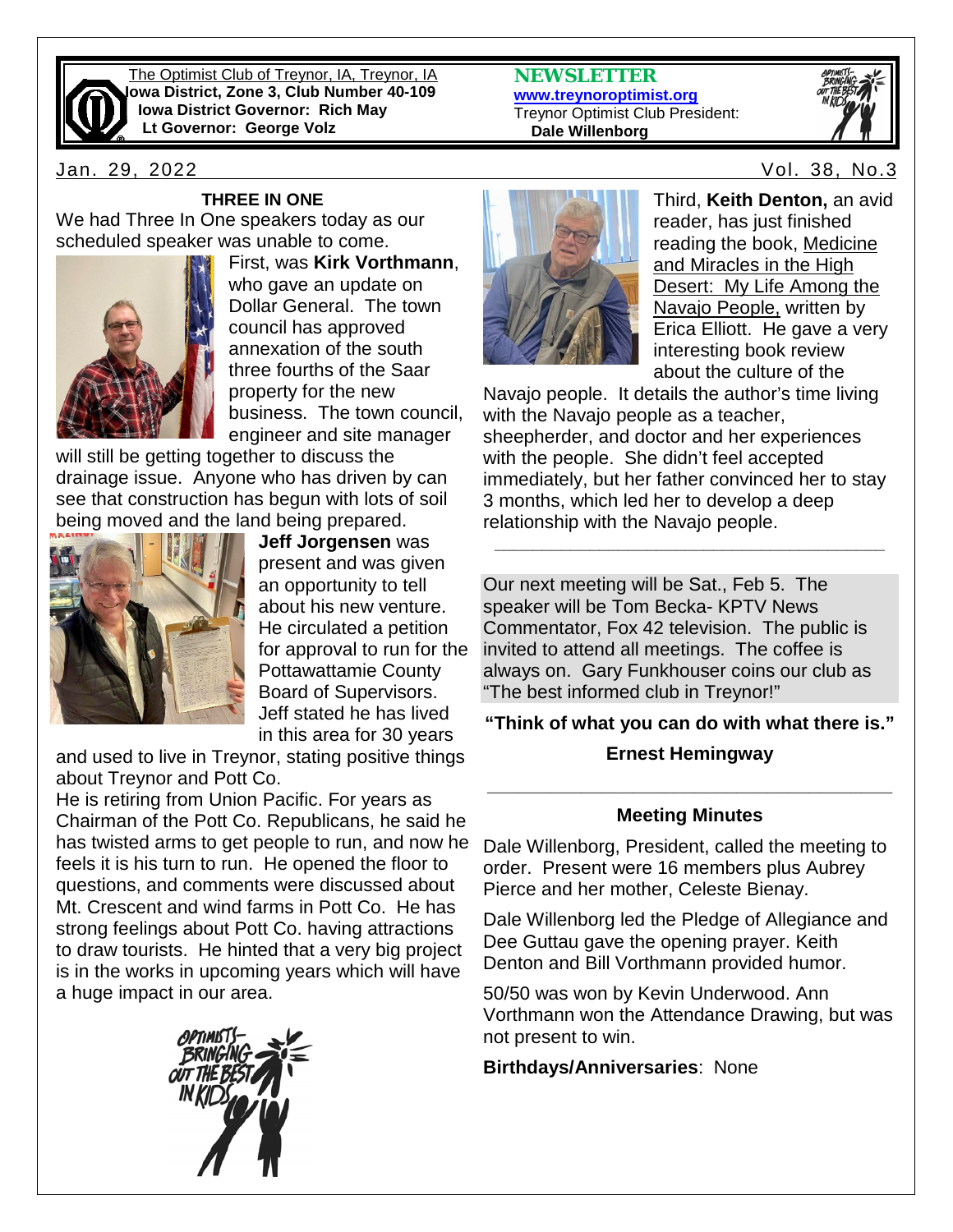The Optimist Club of Treynor, IA, Treynor, IA
**Iowa District, Zone 3, Club Number 40-109**
**Iowa District Governor: Rich May**
**Lt Governor: George Volz**

**NEWSLETTER**
**www.treynoroptimist.org**
Treynor Optimist Club President:
**Dale Willenborg**

Jan. 29, 2022 — Vol. 38, No.3

### THREE IN ONE

We had Three In One speakers today as our scheduled speaker was unable to come.

First, was **Kirk Vorthmann**, who gave an update on Dollar General. The town council has approved annexation of the south three fourths of the Saar property for the new business. The town council, engineer and site manager will still be getting together to discuss the drainage issue. Anyone who has driven by can see that construction has begun with lots of soil being moved and the land being prepared.

**Jeff Jorgensen** was present and was given an opportunity to tell about his new venture. He circulated a petition for approval to run for the Pottawattamie County Board of Supervisors. Jeff stated he has lived in this area for 30 years and used to live in Treynor, stating positive things about Treynor and Pott Co.

He is retiring from Union Pacific. For years as Chairman of the Pott Co. Republicans, he said he has twisted arms to get people to run, and now he feels it is his turn to run. He opened the floor to questions, and comments were discussed about Mt. Crescent and wind farms in Pott Co. He has strong feelings about Pott Co. having attractions to draw tourists. He hinted that a very big project is in the works in upcoming years which will have a huge impact in our area.

Third, **Keith Denton,** an avid reader, has just finished reading the book, Medicine and Miracles in the High Desert: My Life Among the Navajo People, written by Erica Elliott. He gave a very interesting book review about the culture of the Navajo people. It details the author's time living with the Navajo people as a teacher, sheepherder, and doctor and her experiences with the people. She didn't feel accepted immediately, but her father convinced her to stay 3 months, which led her to develop a deep relationship with the Navajo people.

---

Our next meeting will be Sat., Feb 5. The speaker will be Tom Becka- KPTV News Commentator, Fox 42 television. The public is invited to attend all meetings. The coffee is always on. Gary Funkhouser coins our club as "The best informed club in Treynor!"

**"Think of what you can do with what there is."**

**Ernest Hemingway**

---

### Meeting Minutes

Dale Willenborg, President, called the meeting to order. Present were 16 members plus Aubrey Pierce and her mother, Celeste Bienay.

Dale Willenborg led the Pledge of Allegiance and Dee Guttau gave the opening prayer. Keith Denton and Bill Vorthmann provided humor.

50/50 was won by Kevin Underwood. Ann Vorthmann won the Attendance Drawing, but was not present to win.

**Birthdays/Anniversaries**: None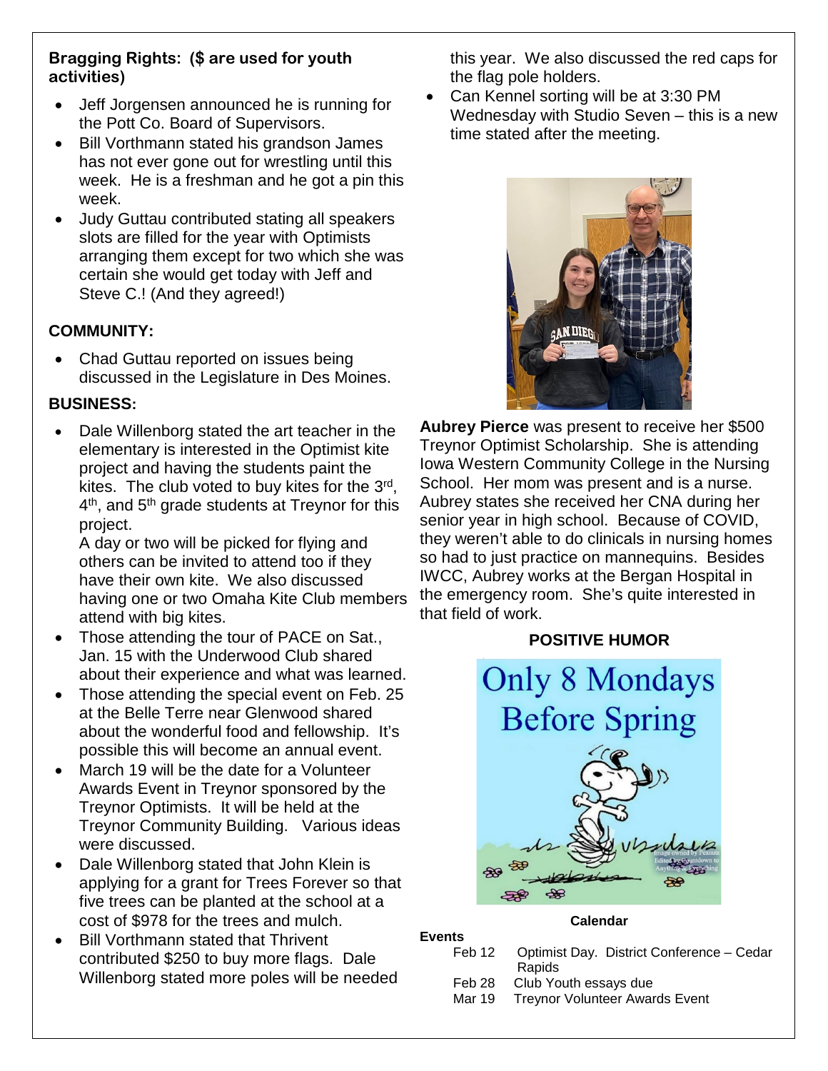**Bragging Rights: ($ are used for youth activities)**

- Jeff Jorgensen announced he is running for the Pott Co. Board of Supervisors.
- Bill Vorthmann stated his grandson James has not ever gone out for wrestling until this week. He is a freshman and he got a pin this week.
- Judy Guttau contributed stating all speakers slots are filled for the year with Optimists arranging them except for two which she was certain she would get today with Jeff and Steve C.! (And they agreed!)

**COMMUNITY:**

- Chad Guttau reported on issues being discussed in the Legislature in Des Moines.

**BUSINESS:**

- Dale Willenborg stated the art teacher in the elementary is interested in the Optimist kite project and having the students paint the kites. The club voted to buy kites for the 3rd, 4th, and 5th grade students at Treynor for this project.
  A day or two will be picked for flying and others can be invited to attend too if they have their own kite. We also discussed having one or two Omaha Kite Club members attend with big kites.
- Those attending the tour of PACE on Sat., Jan. 15 with the Underwood Club shared about their experience and what was learned.
- Those attending the special event on Feb. 25 at the Belle Terre near Glenwood shared about the wonderful food and fellowship. It's possible this will become an annual event.
- March 19 will be the date for a Volunteer Awards Event in Treynor sponsored by the Treynor Optimists. It will be held at the Treynor Community Building. Various ideas were discussed.
- Dale Willenborg stated that John Klein is applying for a grant for Trees Forever so that five trees can be planted at the school at a cost of $978 for the trees and mulch.
- Bill Vorthmann stated that Thrivent contributed $250 to buy more flags. Dale Willenborg stated more poles will be needed this year. We also discussed the red caps for the flag pole holders.
- Can Kennel sorting will be at 3:30 PM Wednesday with Studio Seven – this is a new time stated after the meeting.

**Aubrey Pierce** was present to receive her $500 Treynor Optimist Scholarship. She is attending Iowa Western Community College in the Nursing School. Her mom was present and is a nurse. Aubrey states she received her CNA during her senior year in high school. Because of COVID, they weren't able to do clinicals in nursing homes so had to just practice on mannequins. Besides IWCC, Aubrey works at the Bergan Hospital in the emergency room. She's quite interested in that field of work.

**POSITIVE HUMOR**

Only 8 Mondays Before Spring

**Calendar**

**Events**

| | |
|---|---|
| Feb 12 | Optimist Day. District Conference – Cedar Rapids |
| Feb 28 | Club Youth essays due |
| Mar 19 | Treynor Volunteer Awards Event |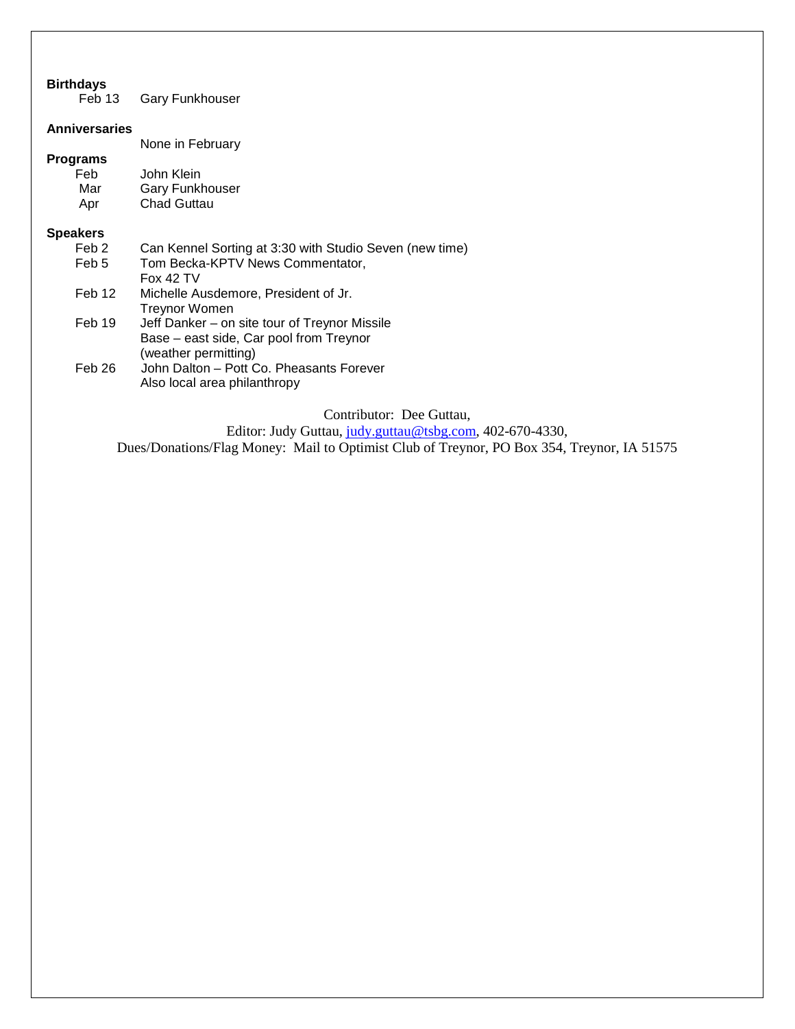**Birthdays**

| | |
|---|---|
| Feb 13 | Gary Funkhouser |

**Anniversaries**

None in February

**Programs**

| | |
|---|---|
| Feb | John Klein |
| Mar | Gary Funkhouser |
| Apr | Chad Guttau |

**Speakers**

| | |
|---|---|
| Feb 2 | Can Kennel Sorting at 3:30 with Studio Seven (new time) |
| Feb 5 | Tom Becka-KPTV News Commentator, Fox 42 TV |
| Feb 12 | Michelle Ausdemore, President of Jr. Treynor Women |
| Feb 19 | Jeff Danker – on site tour of Treynor Missile Base – east side, Car pool from Treynor (weather permitting) |
| Feb 26 | John Dalton – Pott Co. Pheasants Forever Also local area philanthropy |

Contributor: Dee Guttau,

Editor: Judy Guttau, judy.guttau@tsbg.com, 402-670-4330,

Dues/Donations/Flag Money: Mail to Optimist Club of Treynor, PO Box 354, Treynor, IA 51575